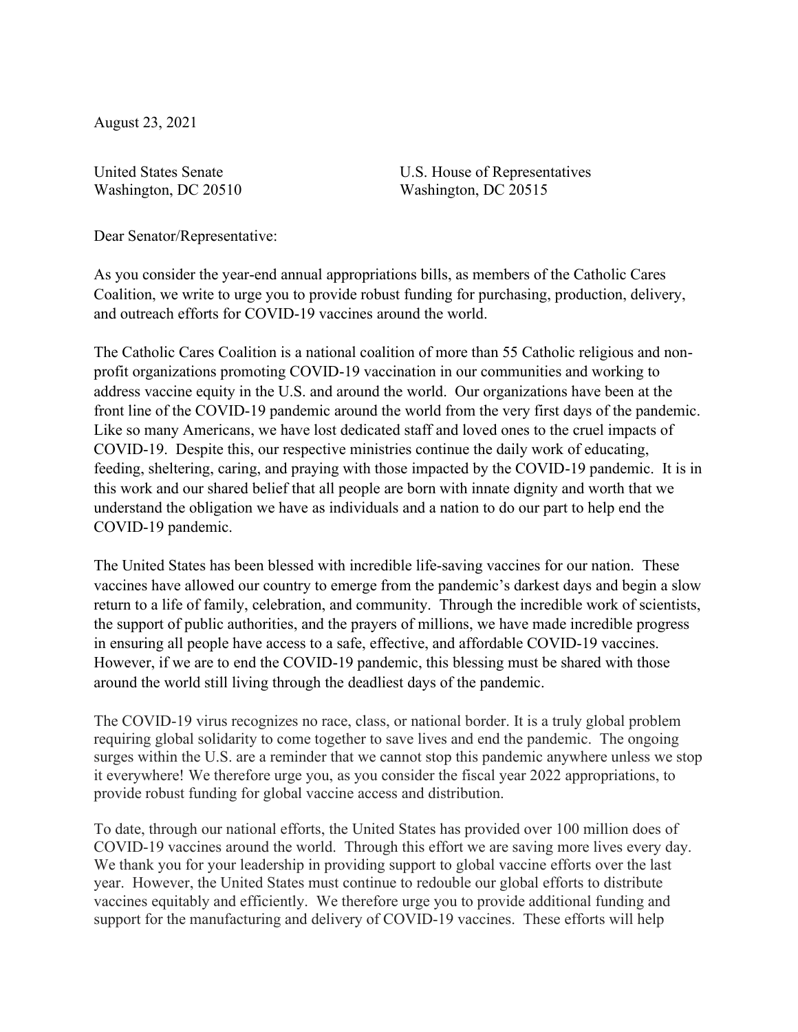August 23, 2021

United States Senate
Washington, DC 20510

U.S. House of Representatives
Washington, DC 20515

Dear Senator/Representative:

As you consider the year-end annual appropriations bills, as members of the Catholic Cares Coalition, we write to urge you to provide robust funding for purchasing, production, delivery, and outreach efforts for COVID-19 vaccines around the world.

The Catholic Cares Coalition is a national coalition of more than 55 Catholic religious and non-profit organizations promoting COVID-19 vaccination in our communities and working to address vaccine equity in the U.S. and around the world. Our organizations have been at the front line of the COVID-19 pandemic around the world from the very first days of the pandemic. Like so many Americans, we have lost dedicated staff and loved ones to the cruel impacts of COVID-19. Despite this, our respective ministries continue the daily work of educating, feeding, sheltering, caring, and praying with those impacted by the COVID-19 pandemic. It is in this work and our shared belief that all people are born with innate dignity and worth that we understand the obligation we have as individuals and a nation to do our part to help end the COVID-19 pandemic.

The United States has been blessed with incredible life-saving vaccines for our nation. These vaccines have allowed our country to emerge from the pandemic's darkest days and begin a slow return to a life of family, celebration, and community. Through the incredible work of scientists, the support of public authorities, and the prayers of millions, we have made incredible progress in ensuring all people have access to a safe, effective, and affordable COVID-19 vaccines. However, if we are to end the COVID-19 pandemic, this blessing must be shared with those around the world still living through the deadliest days of the pandemic.

The COVID-19 virus recognizes no race, class, or national border. It is a truly global problem requiring global solidarity to come together to save lives and end the pandemic. The ongoing surges within the U.S. are a reminder that we cannot stop this pandemic anywhere unless we stop it everywhere! We therefore urge you, as you consider the fiscal year 2022 appropriations, to provide robust funding for global vaccine access and distribution.

To date, through our national efforts, the United States has provided over 100 million does of COVID-19 vaccines around the world. Through this effort we are saving more lives every day. We thank you for your leadership in providing support to global vaccine efforts over the last year. However, the United States must continue to redouble our global efforts to distribute vaccines equitably and efficiently. We therefore urge you to provide additional funding and support for the manufacturing and delivery of COVID-19 vaccines. These efforts will help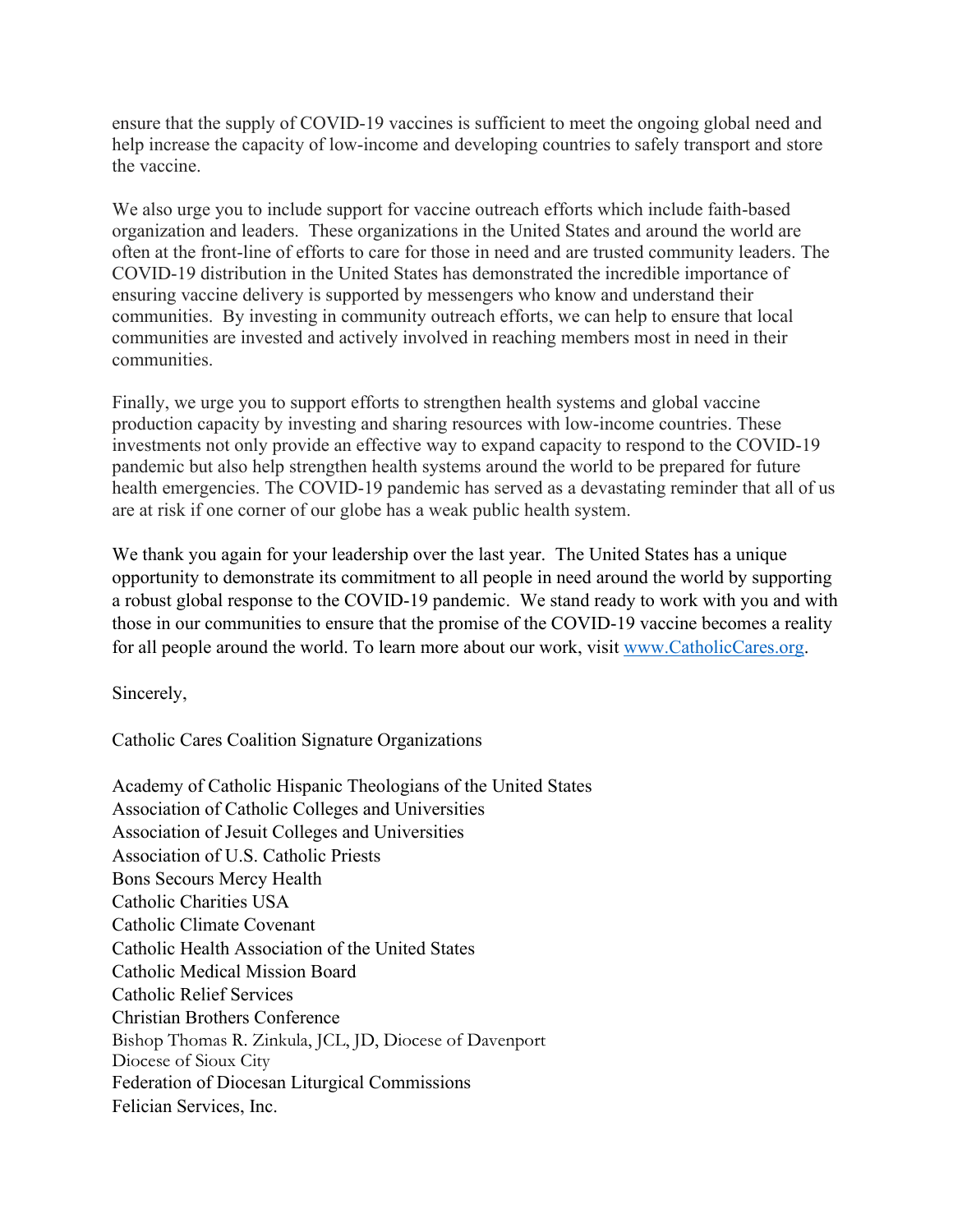ensure that the supply of COVID-19 vaccines is sufficient to meet the ongoing global need and help increase the capacity of low-income and developing countries to safely transport and store the vaccine.

We also urge you to include support for vaccine outreach efforts which include faith-based organization and leaders. These organizations in the United States and around the world are often at the front-line of efforts to care for those in need and are trusted community leaders. The COVID-19 distribution in the United States has demonstrated the incredible importance of ensuring vaccine delivery is supported by messengers who know and understand their communities. By investing in community outreach efforts, we can help to ensure that local communities are invested and actively involved in reaching members most in need in their communities.

Finally, we urge you to support efforts to strengthen health systems and global vaccine production capacity by investing and sharing resources with low-income countries. These investments not only provide an effective way to expand capacity to respond to the COVID-19 pandemic but also help strengthen health systems around the world to be prepared for future health emergencies. The COVID-19 pandemic has served as a devastating reminder that all of us are at risk if one corner of our globe has a weak public health system.

We thank you again for your leadership over the last year. The United States has a unique opportunity to demonstrate its commitment to all people in need around the world by supporting a robust global response to the COVID-19 pandemic. We stand ready to work with you and with those in our communities to ensure that the promise of the COVID-19 vaccine becomes a reality for all people around the world. To learn more about our work, visit [www.CatholicCares.org](http://www.CatholicCares.org).

Sincerely,

Catholic Cares Coalition Signature Organizations

Academy of Catholic Hispanic Theologians of the United States
Association of Catholic Colleges and Universities
Association of Jesuit Colleges and Universities
Association of U.S. Catholic Priests
Bons Secours Mercy Health
Catholic Charities USA
Catholic Climate Covenant
Catholic Health Association of the United States
Catholic Medical Mission Board
Catholic Relief Services
Christian Brothers Conference
Bishop Thomas R. Zinkula, JCL, JD, Diocese of Davenport
Diocese of Sioux City
Federation of Diocesan Liturgical Commissions
Felician Services, Inc.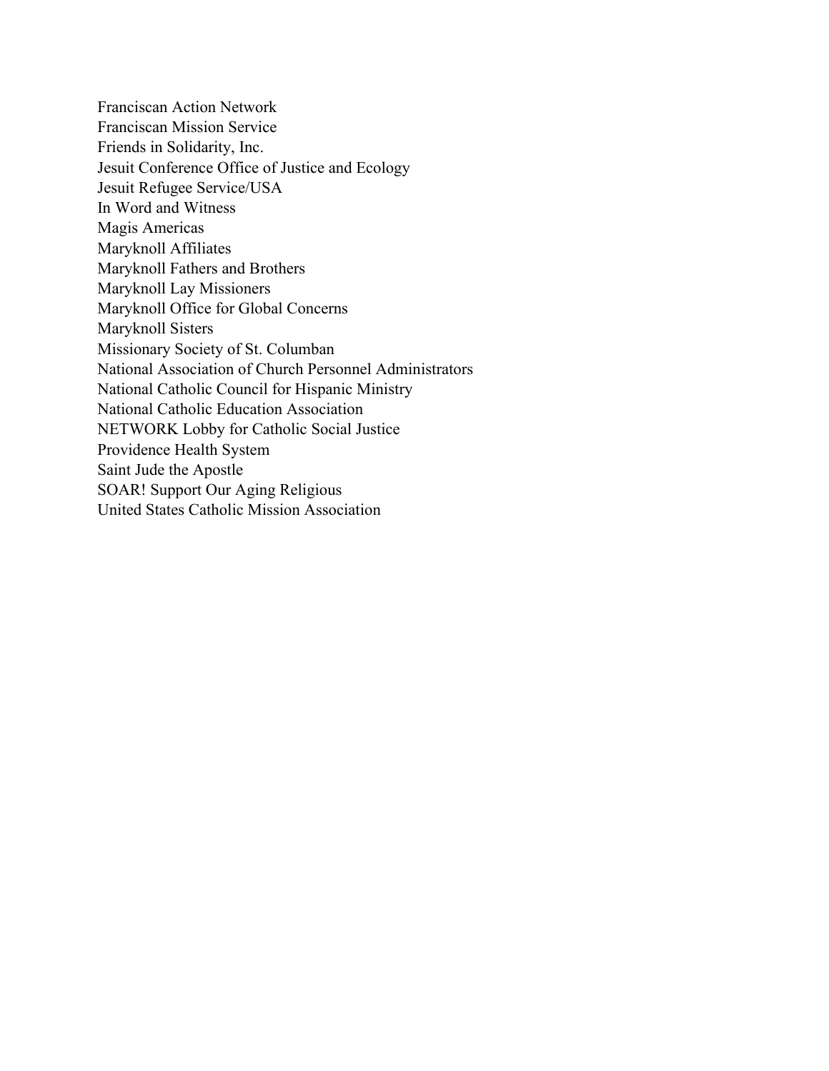Franciscan Action Network
Franciscan Mission Service
Friends in Solidarity, Inc.
Jesuit Conference Office of Justice and Ecology
Jesuit Refugee Service/USA
In Word and Witness
Magis Americas
Maryknoll Affiliates
Maryknoll Fathers and Brothers
Maryknoll Lay Missioners
Maryknoll Office for Global Concerns
Maryknoll Sisters
Missionary Society of St. Columban
National Association of Church Personnel Administrators
National Catholic Council for Hispanic Ministry
National Catholic Education Association
NETWORK Lobby for Catholic Social Justice
Providence Health System
Saint Jude the Apostle
SOAR! Support Our Aging Religious
United States Catholic Mission Association